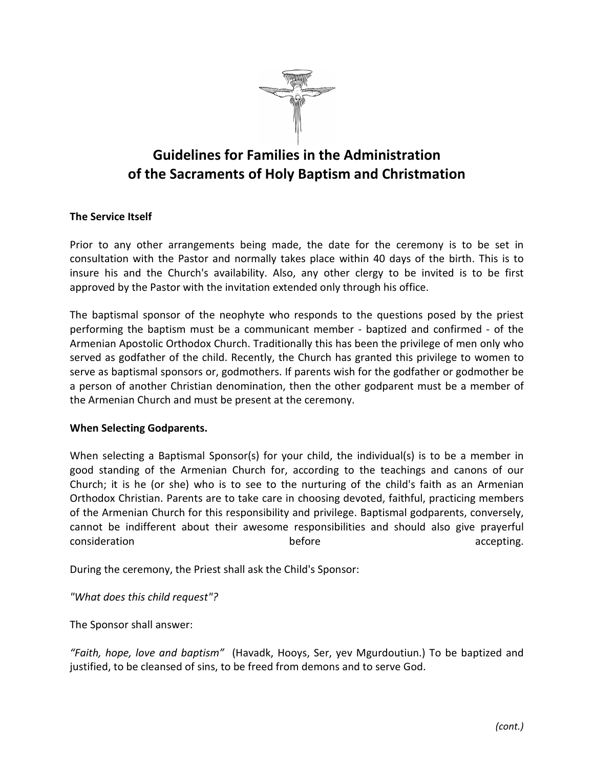# Guidelines for Families in the Administration of the Sacraments of Holy Baptism and Christmation

**The Service Itself**

Prior to any other arrangements being made, the date for the ceremony is to be set in consultation with the Pastor and normally takes place within 40 days of the birth. This is to insure his and the Church's availability. Also, any other clergy to be invited is to be first approved by the Pastor with the invitation extended only through his office.

The baptismal sponsor of the neophyte who responds to the questions posed by the priest performing the baptism must be a communicant member - baptized and confirmed - of the Armenian Apostolic Orthodox Church. Traditionally this has been the privilege of men only who served as godfather of the child. Recently, the Church has granted this privilege to women to serve as baptismal sponsors or, godmothers. If parents wish for the godfather or godmother be a person of another Christian denomination, then the other godparent must be a member of the Armenian Church and must be present at the ceremony.

**When Selecting Godparents.**

When selecting a Baptismal Sponsor(s) for your child, the individual(s) is to be a member in good standing of the Armenian Church for, according to the teachings and canons of our Church; it is he (or she) who is to see to the nurturing of the child's faith as an Armenian Orthodox Christian. Parents are to take care in choosing devoted, faithful, practicing members of the Armenian Church for this responsibility and privilege. Baptismal godparents, conversely, cannot be indifferent about their awesome responsibilities and should also give prayerful consideration before accepting.

During the ceremony, the Priest shall ask the Child's Sponsor:

*"What does this child request"?*

The Sponsor shall answer:

*"Faith, hope, love and baptism"* (Havadk, Hooys, Ser, yev Mgurdoutiun.) To be baptized and justified, to be cleansed of sins, to be freed from demons and to serve God.

*(cont.)*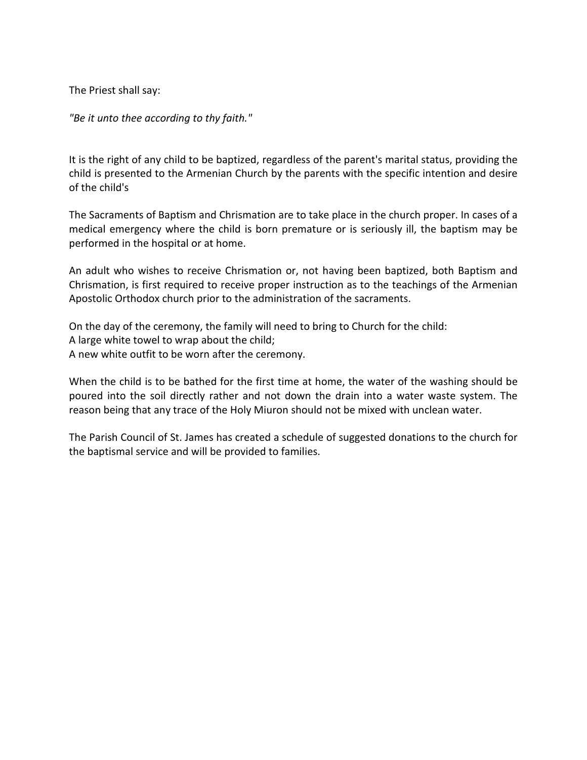The Priest shall say:

*"Be it unto thee according to thy faith."*

It is the right of any child to be baptized, regardless of the parent's marital status, providing the child is presented to the Armenian Church by the parents with the specific intention and desire of the child's

The Sacraments of Baptism and Chrismation are to take place in the church proper. In cases of a medical emergency where the child is born premature or is seriously ill, the baptism may be performed in the hospital or at home.

An adult who wishes to receive Chrismation or, not having been baptized, both Baptism and Chrismation, is first required to receive proper instruction as to the teachings of the Armenian Apostolic Orthodox church prior to the administration of the sacraments.

On the day of the ceremony, the family will need to bring to Church for the child:
A large white towel to wrap about the child;
A new white outfit to be worn after the ceremony.

When the child is to be bathed for the first time at home, the water of the washing should be poured into the soil directly rather and not down the drain into a water waste system. The reason being that any trace of the Holy Miuron should not be mixed with unclean water.

The Parish Council of St. James has created a schedule of suggested donations to the church for the baptismal service and will be provided to families.